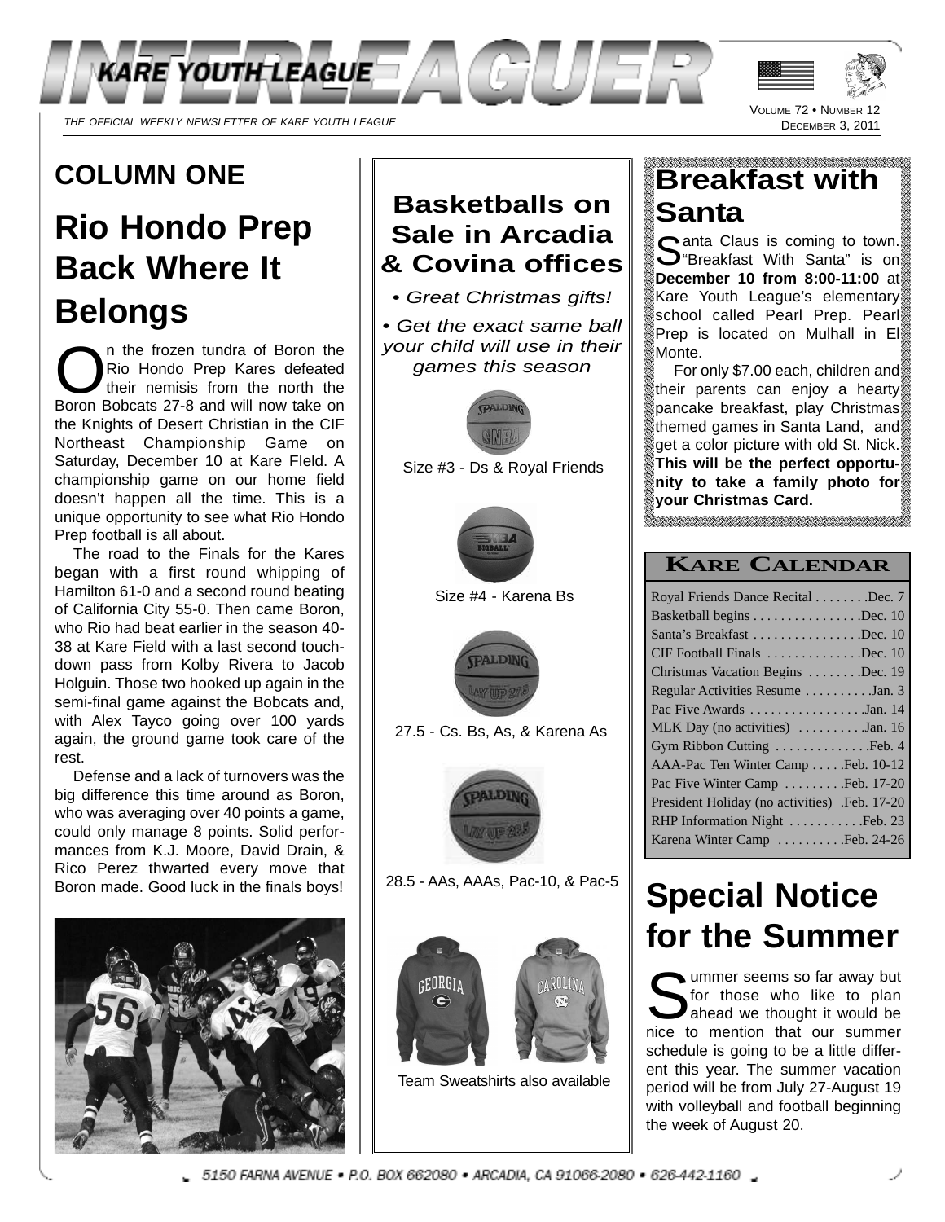# INTERLEAGUER

KARE YOUTH LEAGUE

*THE OFFICIAL WEEKLY NEWSLETTER OF KARE YOUTH LEAGUE*

VOLUME 72 • NUMBER 12
DECEMBER 3, 2011

## COLUMN ONE

## Rio Hondo Prep Back Where It Belongs

On the frozen tundra of Boron the Rio Hondo Prep Kares defeated their nemisis from the north the Boron Bobcats 27-8 and will now take on the Knights of Desert Christian in the CIF Northeast Championship Game on Saturday, December 10 at Kare FIeld. A championship game on our home field doesn't happen all the time. This is a unique opportunity to see what Rio Hondo Prep football is all about.

The road to the Finals for the Kares began with a first round whipping of Hamilton 61-0 and a second round beating of California City 55-0. Then came Boron, who Rio had beat earlier in the season 40-38 at Kare Field with a last second touchdown pass from Kolby Rivera to Jacob Holguin. Those two hooked up again in the semi-final game against the Bobcats and, with Alex Tayco going over 100 yards again, the ground game took care of the rest.

Defense and a lack of turnovers was the big difference this time around as Boron, who was averaging over 40 points a game, could only manage 8 points. Solid performances from K.J. Moore, David Drain, & Rico Perez thwarted every move that Boron made. Good luck in the finals boys!

## Basketballs on Sale in Arcadia & Covina offices

*• Great Christmas gifts!*

*• Get the exact same ball your child will use in their games this season*

Size #3 - Ds & Royal Friends

Size #4 - Karena Bs

27.5 - Cs. Bs, As, & Karena As

28.5 - AAs, AAAs, Pac-10, & Pac-5

Team Sweatshirts also available

## Breakfast with Santa

Santa Claus is coming to town. "Breakfast With Santa" is on **December 10 from 8:00-11:00** at Kare Youth League's elementary school called Pearl Prep. Pearl Prep is located on Mulhall in El Monte.

For only $7.00 each, children and their parents can enjoy a hearty pancake breakfast, play Christmas themed games in Santa Land, and get a color picture with old St. Nick. **This will be the perfect opportunity to take a family photo for your Christmas Card.**

## KARE CALENDAR

| Event | Date |
|---|---|
| Royal Friends Dance Recital | Dec. 7 |
| Basketball begins | Dec. 10 |
| Santa's Breakfast | Dec. 10 |
| CIF Football Finals | Dec. 10 |
| Christmas Vacation Begins | Dec. 19 |
| Regular Activities Resume | Jan. 3 |
| Pac Five Awards | Jan. 14 |
| MLK Day (no activities) | Jan. 16 |
| Gym Ribbon Cutting | Feb. 4 |
| AAA-Pac Ten Winter Camp | Feb. 10-12 |
| Pac Five Winter Camp | Feb. 17-20 |
| President Holiday (no activities) | Feb. 17-20 |
| RHP Information Night | Feb. 23 |
| Karena Winter Camp | Feb. 24-26 |

## Special Notice for the Summer

Summer seems so far away but for those who like to plan ahead we thought it would be nice to mention that our summer schedule is going to be a little different this year. The summer vacation period will be from July 27-August 19 with volleyball and football beginning the week of August 20.

5150 FARNA AVENUE • P.O. BOX 662080 • ARCADIA, CA 91066-2080 • 626-442-1160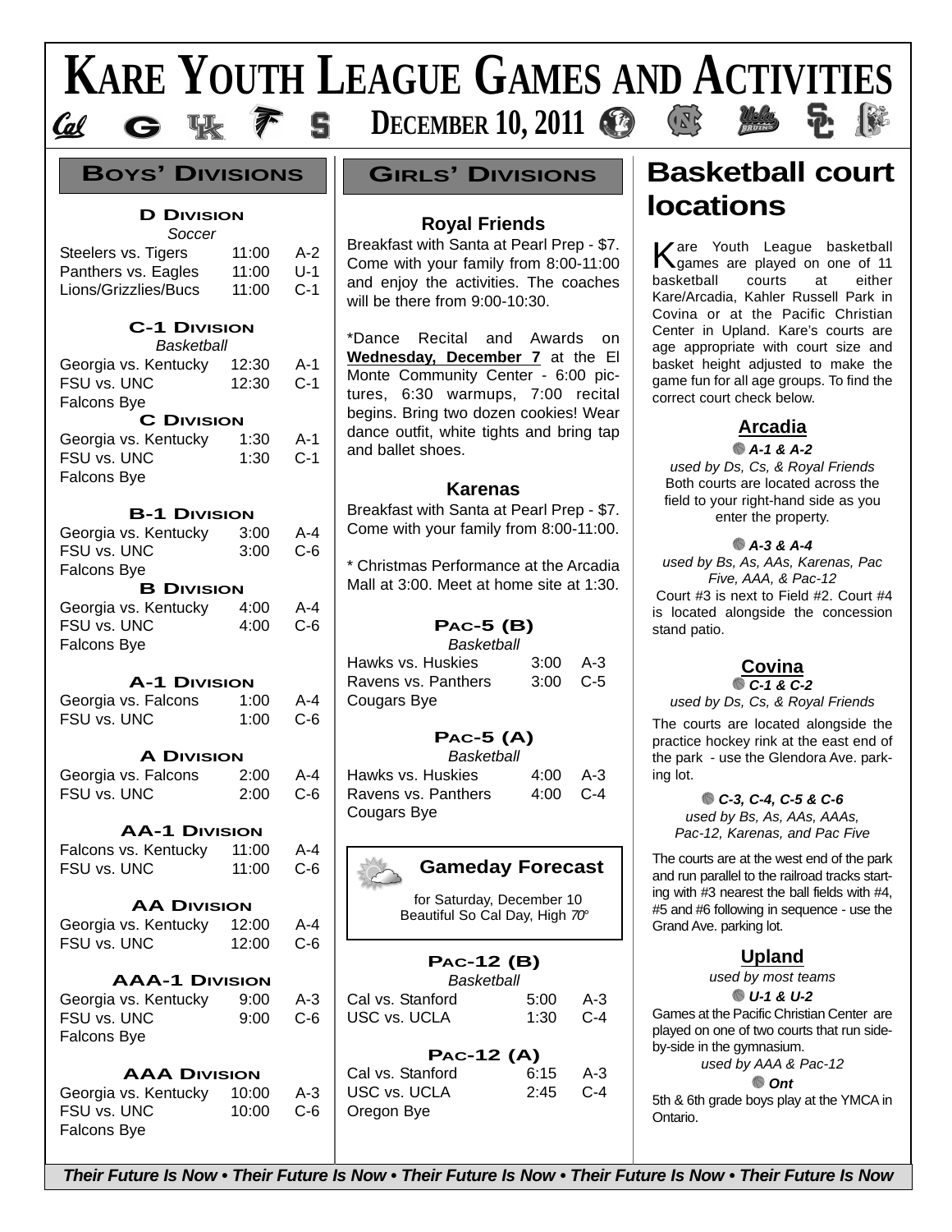# KARE YOUTH LEAGUE GAMES AND ACTIVITIES

## DECEMBER 10, 2011

## BOYS' DIVISIONS

### D DIVISION

*Soccer*

| | | |
|---|---|---|
| Steelers vs. Tigers | 11:00 | A-2 |
| Panthers vs. Eagles | 11:00 | U-1 |
| Lions/Grizzlies/Bucs | 11:00 | C-1 |

### C-1 DIVISION

*Basketball*

| | | |
|---|---|---|
| Georgia vs. Kentucky | 12:30 | A-1 |
| FSU vs. UNC | 12:30 | C-1 |
| Falcons Bye | | |

### C DIVISION

| | | |
|---|---|---|
| Georgia vs. Kentucky | 1:30 | A-1 |
| FSU vs. UNC | 1:30 | C-1 |
| Falcons Bye | | |

### B-1 DIVISION

| | | |
|---|---|---|
| Georgia vs. Kentucky | 3:00 | A-4 |
| FSU vs. UNC | 3:00 | C-6 |
| Falcons Bye | | |

### B DIVISION

| | | |
|---|---|---|
| Georgia vs. Kentucky | 4:00 | A-4 |
| FSU vs. UNC | 4:00 | C-6 |
| Falcons Bye | | |

### A-1 DIVISION

| | | |
|---|---|---|
| Georgia vs. Falcons | 1:00 | A-4 |
| FSU vs. UNC | 1:00 | C-6 |

### A DIVISION

| | | |
|---|---|---|
| Georgia vs. Falcons | 2:00 | A-4 |
| FSU vs. UNC | 2:00 | C-6 |

### AA-1 DIVISION

| | | |
|---|---|---|
| Falcons vs. Kentucky | 11:00 | A-4 |
| FSU vs. UNC | 11:00 | C-6 |

### AA DIVISION

| | | |
|---|---|---|
| Georgia vs. Kentucky | 12:00 | A-4 |
| FSU vs. UNC | 12:00 | C-6 |

### AAA-1 DIVISION

| | | |
|---|---|---|
| Georgia vs. Kentucky | 9:00 | A-3 |
| FSU vs. UNC | 9:00 | C-6 |
| Falcons Bye | | |

### AAA DIVISION

| | | |
|---|---|---|
| Georgia vs. Kentucky | 10:00 | A-3 |
| FSU vs. UNC | 10:00 | C-6 |
| Falcons Bye | | |

## GIRLS' DIVISIONS

### Royal Friends

Breakfast with Santa at Pearl Prep - $7. Come with your family from 8:00-11:00 and enjoy the activities. The coaches will be there from 9:00-10:30.

*Dance Recital and Awards on **Wednesday, December 7** at the El Monte Community Center - 6:00 pictures, 6:30 warmups, 7:00 recital begins. Bring two dozen cookies! Wear dance outfit, white tights and bring tap and ballet shoes.

### Karenas

Breakfast with Santa at Pearl Prep - $7. Come with your family from 8:00-11:00.

* Christmas Performance at the Arcadia Mall at 3:00. Meet at home site at 1:30.

### PAC-5 (B)

*Basketball*

| | | |
|---|---|---|
| Hawks vs. Huskies | 3:00 | A-3 |
| Ravens vs. Panthers | 3:00 | C-5 |
| Cougars Bye | | |

### PAC-5 (A)

*Basketball*

| | | |
|---|---|---|
| Hawks vs. Huskies | 4:00 | A-3 |
| Ravens vs. Panthers | 4:00 | C-4 |
| Cougars Bye | | |

### Gameday Forecast

for Saturday, December 10
Beautiful So Cal Day, High 70°

### PAC-12 (B)

*Basketball*

| | | |
|---|---|---|
| Cal vs. Stanford | 5:00 | A-3 |
| USC vs. UCLA | 1:30 | C-4 |

### PAC-12 (A)

| | | |
|---|---|---|
| Cal vs. Stanford | 6:15 | A-3 |
| USC vs. UCLA | 2:45 | C-4 |
| Oregon Bye | | |

## Basketball court locations

Kare Youth League basketball games are played on one of 11 basketball courts at either Kare/Arcadia, Kahler Russell Park in Covina or at the Pacific Christian Center in Upland. Kare's courts are age appropriate with court size and basket height adjusted to make the game fun for all age groups. To find the correct court check below.

### Arcadia

***A-1 & A-2***
*used by Ds, Cs, & Royal Friends*
Both courts are located across the field to your right-hand side as you enter the property.

***A-3 & A-4***
*used by Bs, As, AAs, Karenas, Pac Five, AAA, & Pac-12*
Court #3 is next to Field #2. Court #4 is located alongside the concession stand patio.

### Covina

***C-1 & C-2***
*used by Ds, Cs, & Royal Friends*
The courts are located alongside the practice hockey rink at the east end of the park - use the Glendora Ave. parking lot.

***C-3, C-4, C-5 & C-6***
*used by Bs, As, AAs, AAAs, Pac-12, Karenas, and Pac Five*
The courts are at the west end of the park and run parallel to the railroad tracks starting with #3 nearest the ball fields with #4, #5 and #6 following in sequence - use the Grand Ave. parking lot.

### Upland

*used by most teams*

***U-1 & U-2***
Games at the Pacific Christian Center are played on one of two courts that run side-by-side in the gymnasium.
*used by AAA & Pac-12*

***Ont***
5th & 6th grade boys play at the YMCA in Ontario.

***Their Future Is Now • Their Future Is Now • Their Future Is Now • Their Future Is Now • Their Future Is Now***